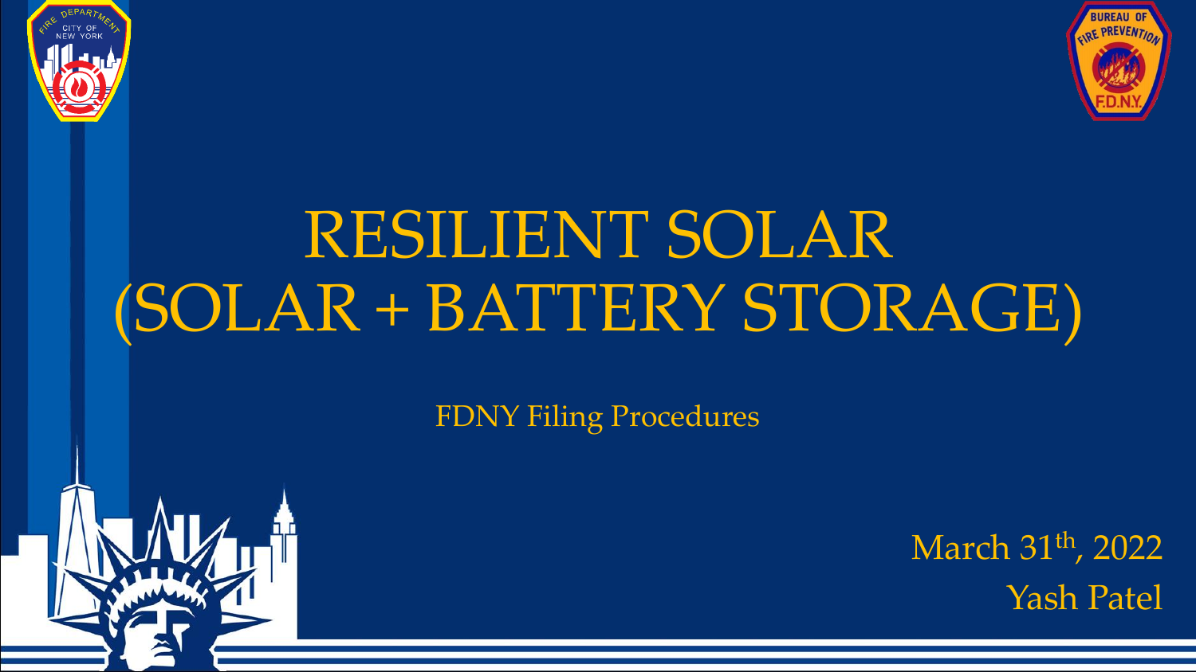# RESILIENT SOLAR (SOLAR + BATTERY STORAGE)

FDNY Filing Procedures

March 31th, 2022

Yash Patel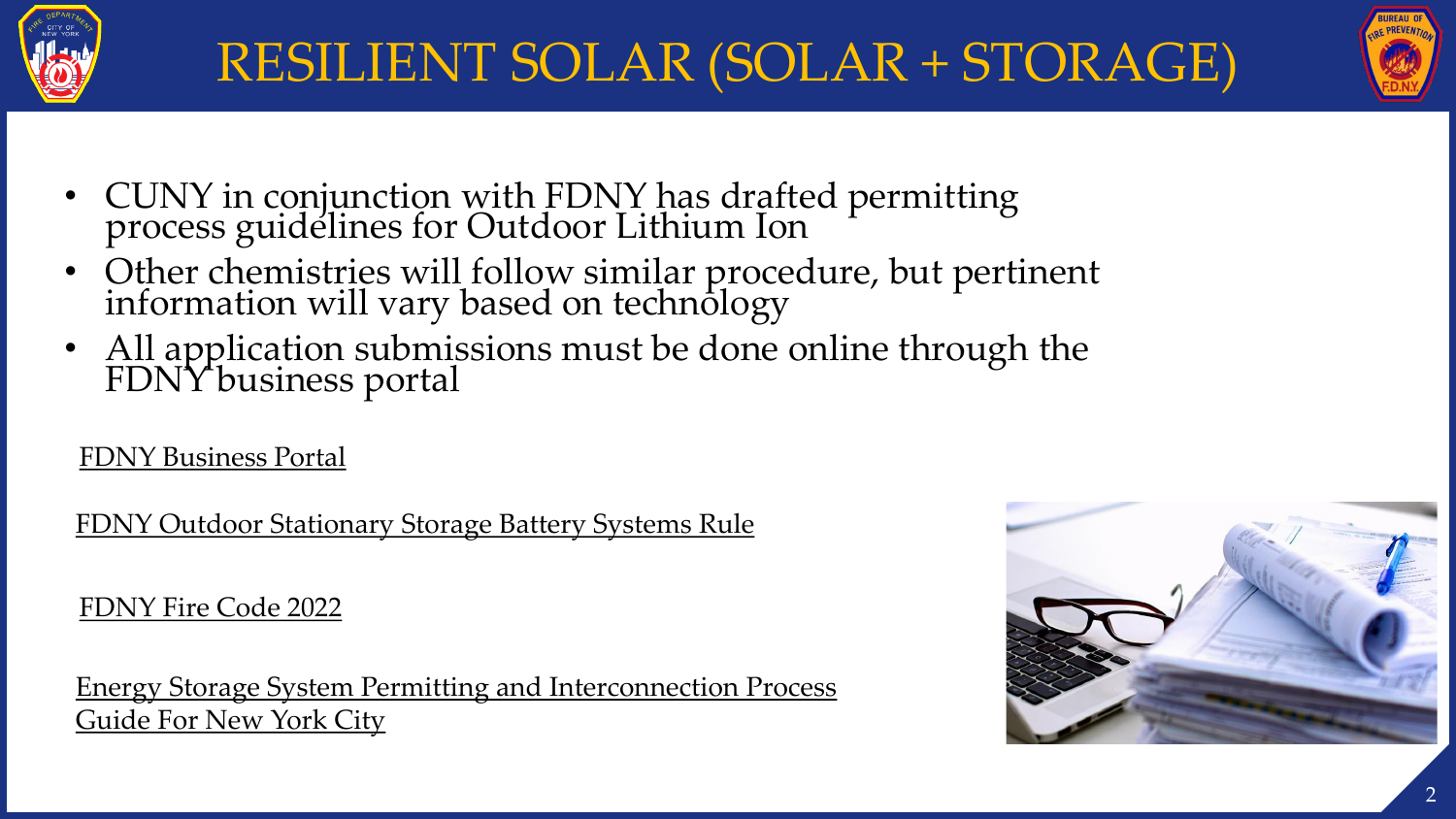# RESILIENT SOLAR (SOLAR + STORAGE)

- CUNY in conjunction with FDNY has drafted permitting process guidelines for Outdoor Lithium Ion
- Other chemistries will follow similar procedure, but pertinent information will vary based on technology
- All application submissions must be done online through the FDNY business portal

FDNY Business Portal

FDNY Outdoor Stationary Storage Battery Systems Rule

FDNY Fire Code 2022

Energy Storage System Permitting and Interconnection Process Guide For New York City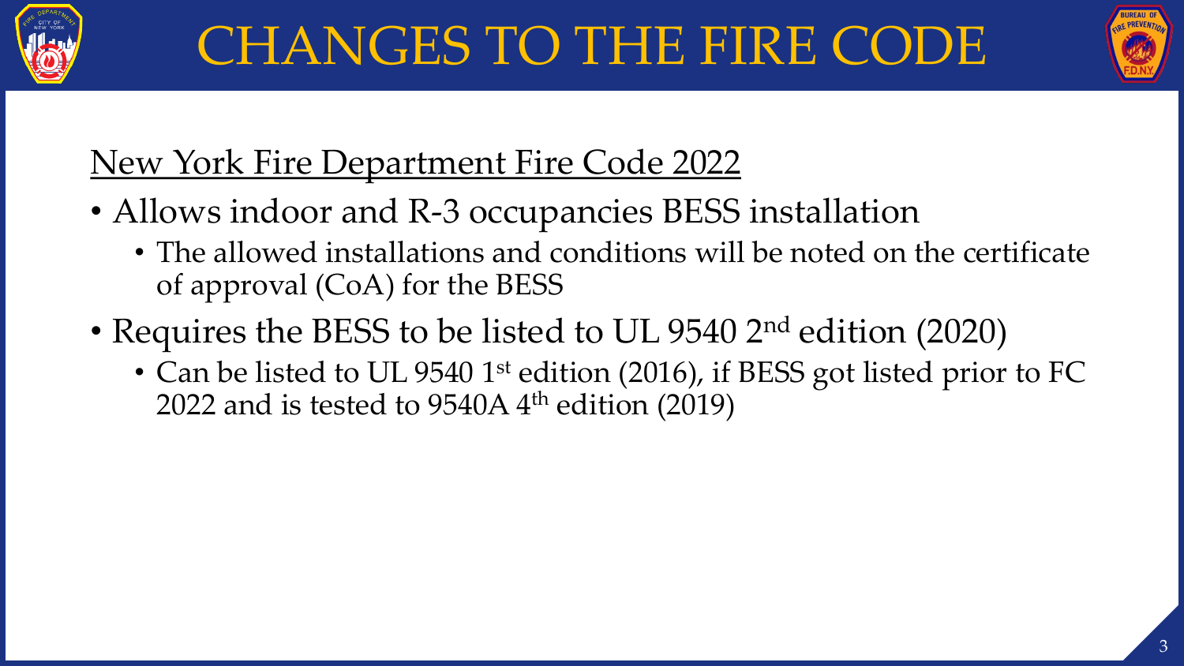# CHANGES TO THE FIRE CODE

New York Fire Department Fire Code 2022

- Allows indoor and R-3 occupancies BESS installation
  - The allowed installations and conditions will be noted on the certificate of approval (CoA) for the BESS
- Requires the BESS to be listed to UL 9540 2nd edition (2020)
  - Can be listed to UL 9540 1st edition (2016), if BESS got listed prior to FC 2022 and is tested to 9540A 4th edition (2019)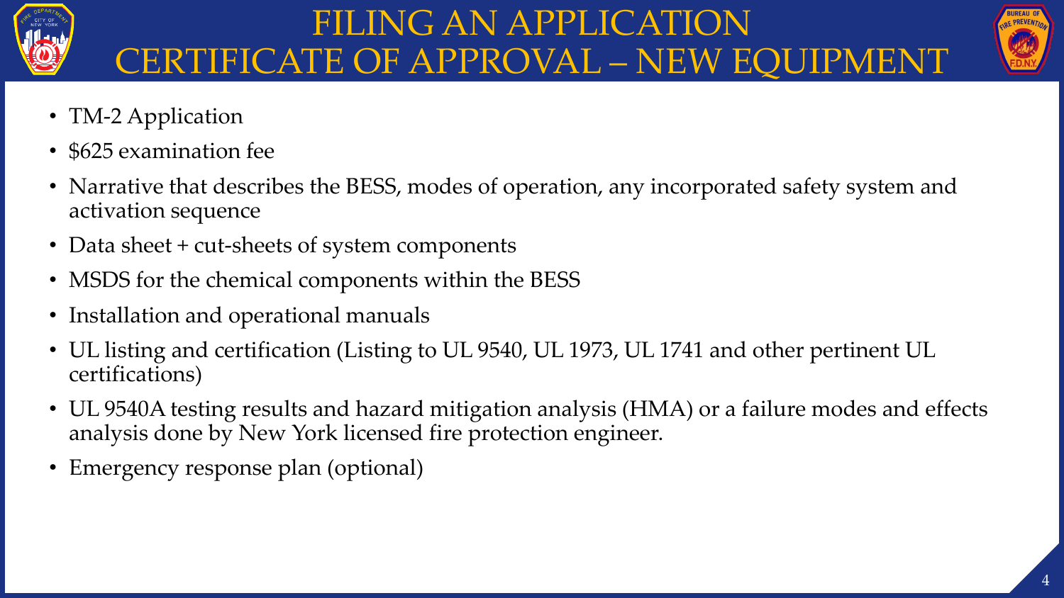# FILING AN APPLICATION CERTIFICATE OF APPROVAL – NEW EQUIPMENT

- TM-2 Application
- $625 examination fee
- Narrative that describes the BESS, modes of operation, any incorporated safety system and activation sequence
- Data sheet + cut-sheets of system components
- MSDS for the chemical components within the BESS
- Installation and operational manuals
- UL listing and certification (Listing to UL 9540, UL 1973, UL 1741 and other pertinent UL certifications)
- UL 9540A testing results and hazard mitigation analysis (HMA) or a failure modes and effects analysis done by New York licensed fire protection engineer.
- Emergency response plan (optional)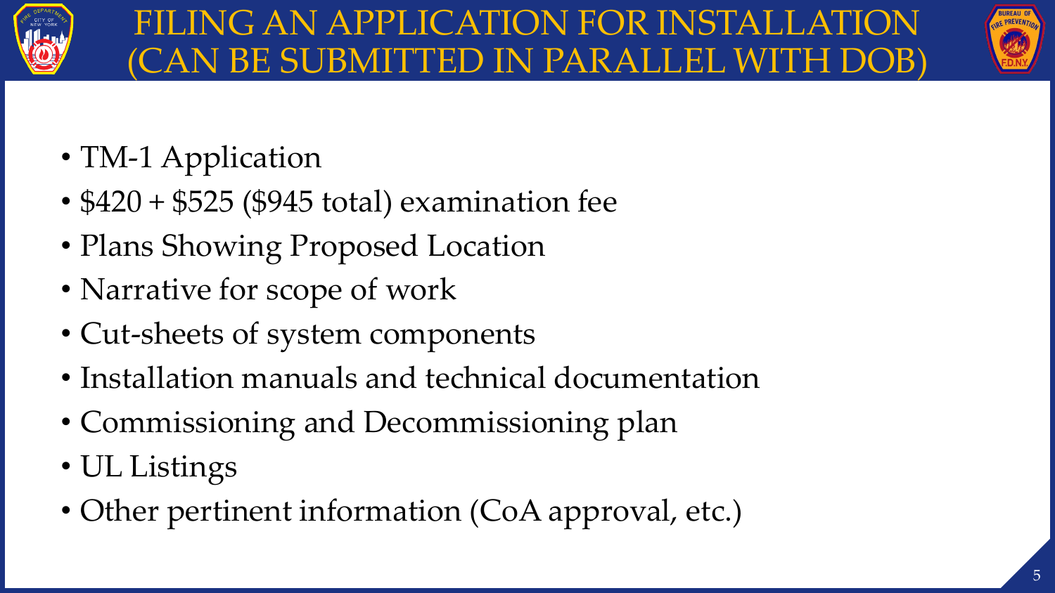# FILING AN APPLICATION FOR INSTALLATION (CAN BE SUBMITTED IN PARALLEL WITH DOB)

- TM-1 Application
- $420 + $525 ($945 total) examination fee
- Plans Showing Proposed Location
- Narrative for scope of work
- Cut-sheets of system components
- Installation manuals and technical documentation
- Commissioning and Decommissioning plan
- UL Listings
- Other pertinent information (CoA approval, etc.)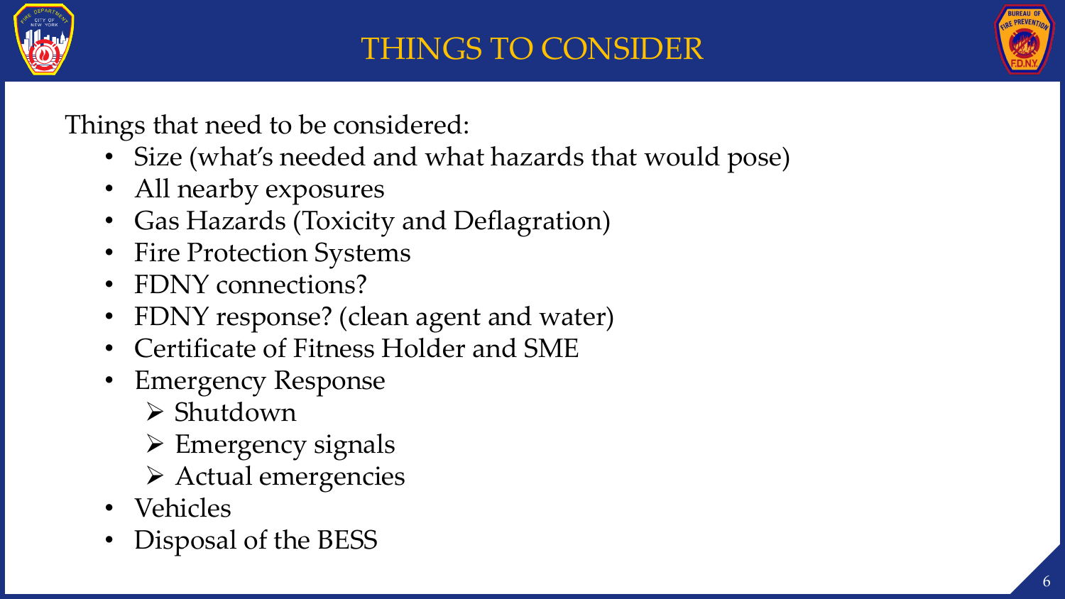# THINGS TO CONSIDER

Things that need to be considered:

- Size (what's needed and what hazards that would pose)
- All nearby exposures
- Gas Hazards (Toxicity and Deflagration)
- Fire Protection Systems
- FDNY connections?
- FDNY response? (clean agent and water)
- Certificate of Fitness Holder and SME
- Emergency Response
  - Shutdown
  - Emergency signals
  - Actual emergencies
- Vehicles
- Disposal of the BESS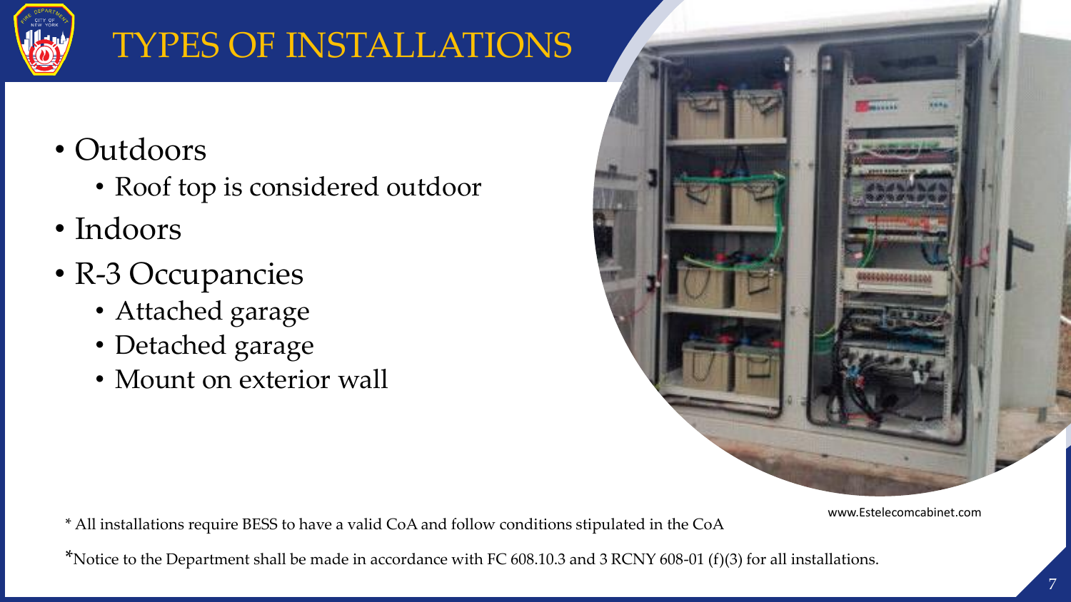# TYPES OF INSTALLATIONS

- Outdoors
  - Roof top is considered outdoor
- Indoors
- R-3 Occupancies
  - Attached garage
  - Detached garage
  - Mount on exterior wall

www.Estelecomcabinet.com

\* All installations require BESS to have a valid CoA and follow conditions stipulated in the CoA

\*Notice to the Department shall be made in accordance with FC 608.10.3 and 3 RCNY 608-01 (f)(3) for all installations.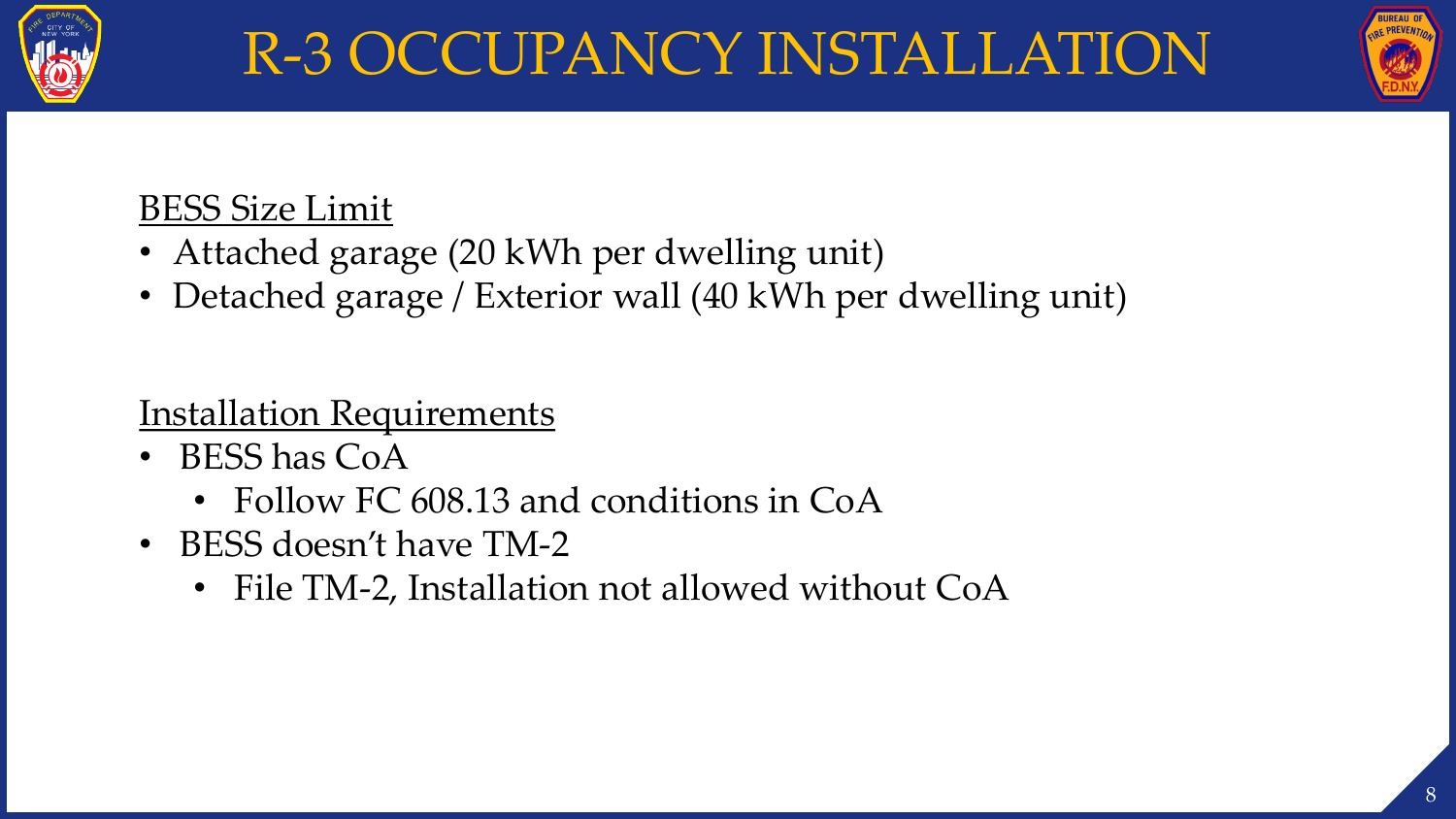# R-3 OCCUPANCY INSTALLATION

<u>BESS Size Limit</u>

- Attached garage (20 kWh per dwelling unit)
- Detached garage / Exterior wall (40 kWh per dwelling unit)

<u>Installation Requirements</u>

- BESS has CoA
  - Follow FC 608.13 and conditions in CoA
- BESS doesn't have TM-2
  - File TM-2, Installation not allowed without CoA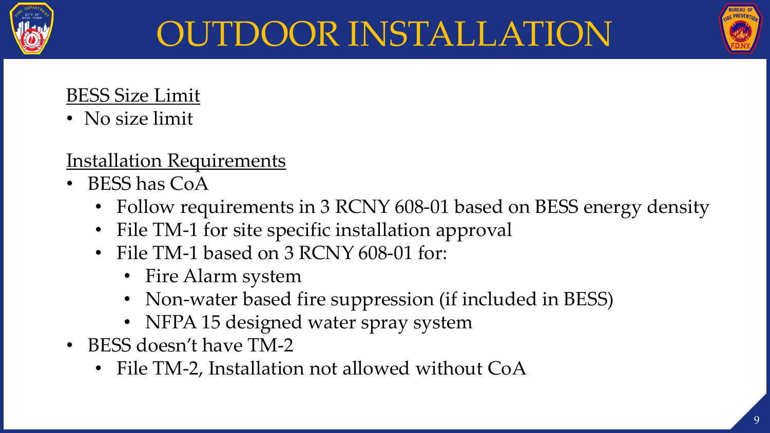# OUTDOOR INSTALLATION

<u>BESS Size Limit</u>

- No size limit

<u>Installation Requirements</u>

- BESS has CoA
  - Follow requirements in 3 RCNY 608-01 based on BESS energy density
  - File TM-1 for site specific installation approval
  - File TM-1 based on 3 RCNY 608-01 for:
    - Fire Alarm system
    - Non-water based fire suppression (if included in BESS)
    - NFPA 15 designed water spray system
- BESS doesn't have TM-2
  - File TM-2, Installation not allowed without CoA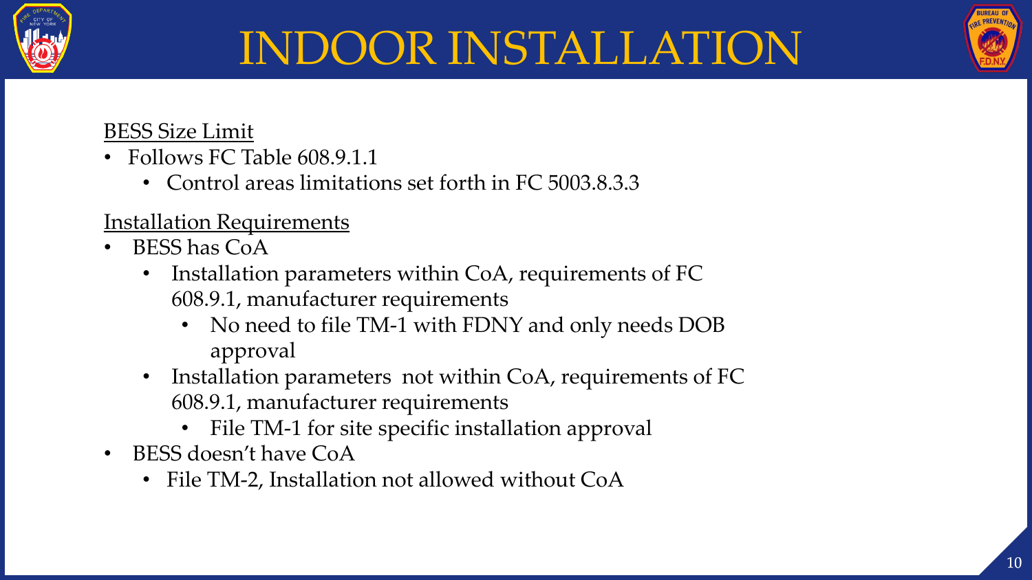# INDOOR INSTALLATION

<u>BESS Size Limit</u>

- Follows FC Table 608.9.1.1
  - Control areas limitations set forth in FC 5003.8.3.3

<u>Installation Requirements</u>

- BESS has CoA
  - Installation parameters within CoA, requirements of FC 608.9.1, manufacturer requirements
    - No need to file TM-1 with FDNY and only needs DOB approval
  - Installation parameters not within CoA, requirements of FC 608.9.1, manufacturer requirements
    - File TM-1 for site specific installation approval
- BESS doesn't have CoA
  - File TM-2, Installation not allowed without CoA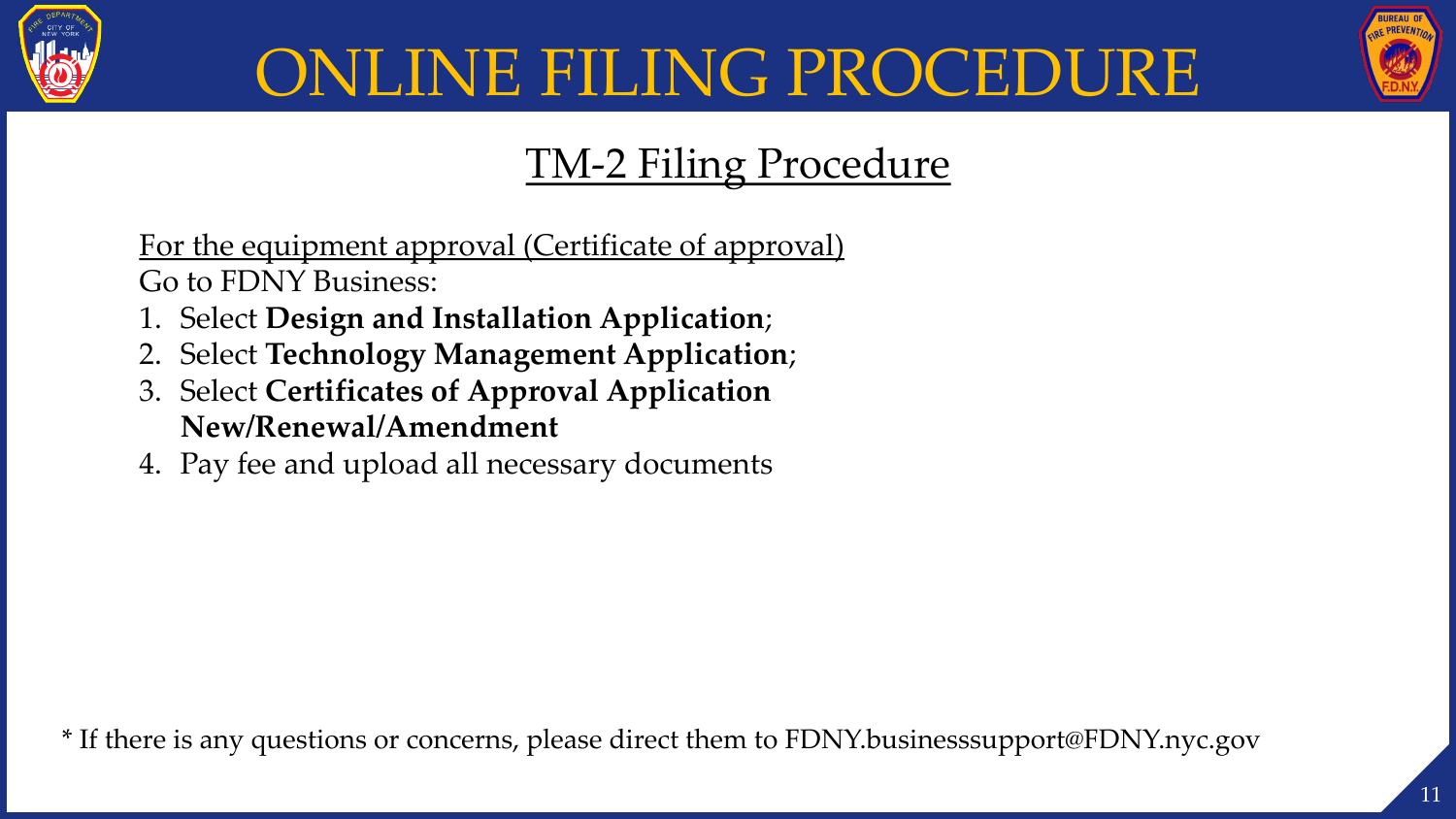# ONLINE FILING PROCEDURE

## TM-2 Filing Procedure

For the equipment approval (Certificate of approval)
Go to FDNY Business:

1. Select **Design and Installation Application**;
2. Select **Technology Management Application**;
3. Select **Certificates of Approval Application New/Renewal/Amendment**
4. Pay fee and upload all necessary documents

* If there is any questions or concerns, please direct them to FDNY.businesssupport@FDNY.nyc.gov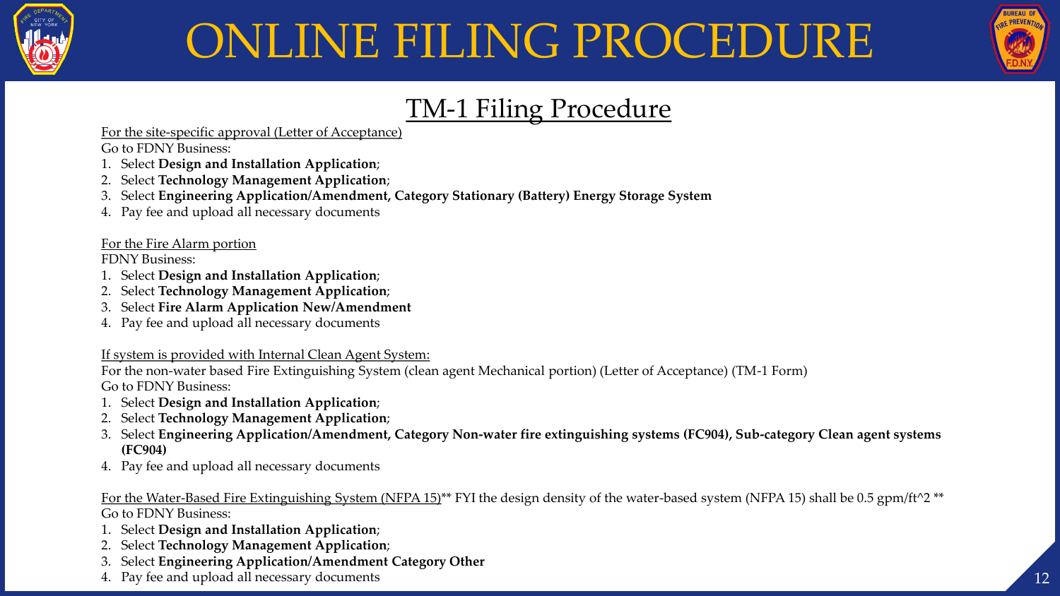# ONLINE FILING PROCEDURE

## TM-1 Filing Procedure

For the site-specific approval (Letter of Acceptance)
Go to FDNY Business:

1. Select **Design and Installation Application**;
2. Select **Technology Management Application**;
3. Select **Engineering Application/Amendment, Category Stationary (Battery) Energy Storage System**
4. Pay fee and upload all necessary documents

For the Fire Alarm portion
FDNY Business:

1. Select **Design and Installation Application**;
2. Select **Technology Management Application**;
3. Select **Fire Alarm Application New/Amendment**
4. Pay fee and upload all necessary documents

If system is provided with Internal Clean Agent System:
For the non-water based Fire Extinguishing System (clean agent Mechanical portion) (Letter of Acceptance) (TM-1 Form)
Go to FDNY Business:

1. Select **Design and Installation Application**;
2. Select **Technology Management Application**;
3. Select **Engineering Application/Amendment, Category Non-water fire extinguishing systems (FC904), Sub-category Clean agent systems (FC904)**
4. Pay fee and upload all necessary documents

For the Water-Based Fire Extinguishing System (NFPA 15)** FYI the design density of the water-based system (NFPA 15) shall be 0.5 gpm/ft^2 **
Go to FDNY Business:

1. Select **Design and Installation Application**;
2. Select **Technology Management Application**;
3. Select **Engineering Application/Amendment Category Other**
4. Pay fee and upload all necessary documents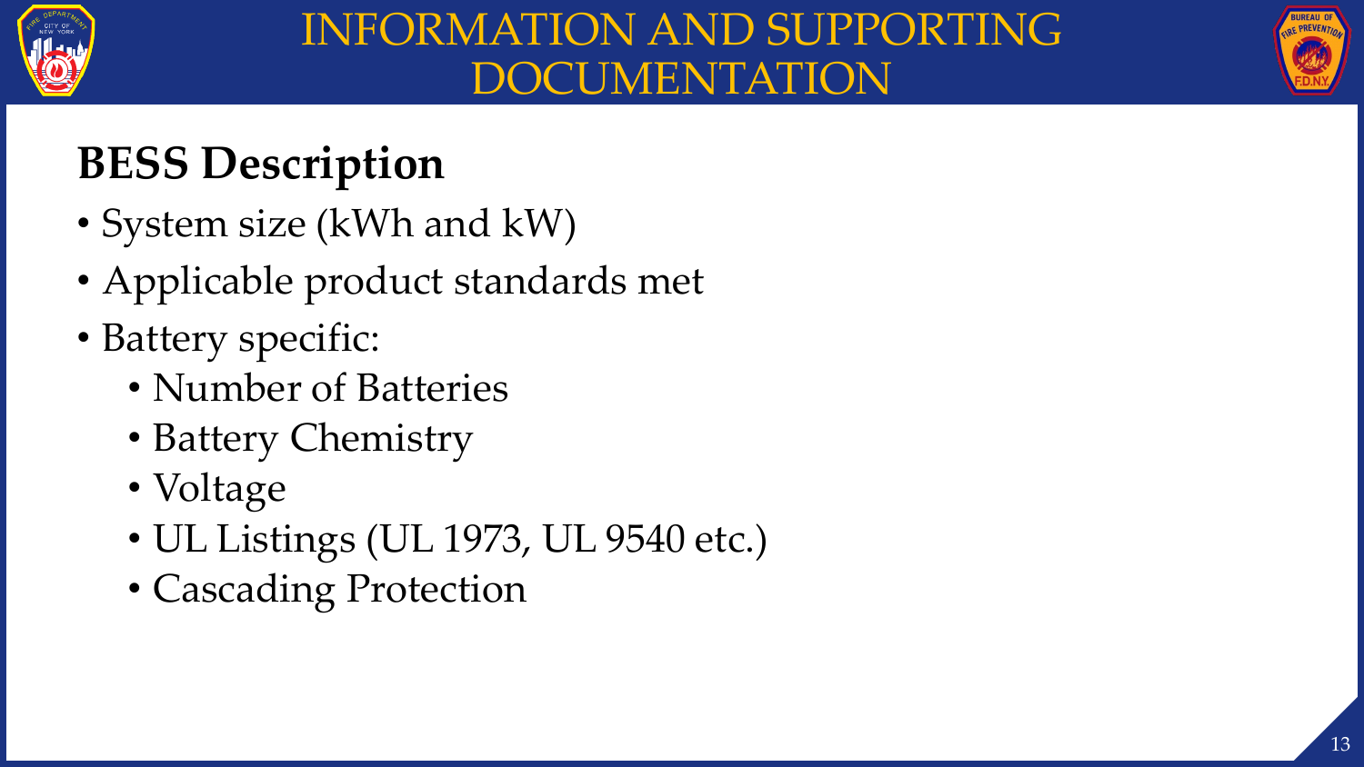# INFORMATION AND SUPPORTING DOCUMENTATION

## BESS Description

- System size (kWh and kW)
- Applicable product standards met
- Battery specific:
  - Number of Batteries
  - Battery Chemistry
  - Voltage
  - UL Listings (UL 1973, UL 9540 etc.)
  - Cascading Protection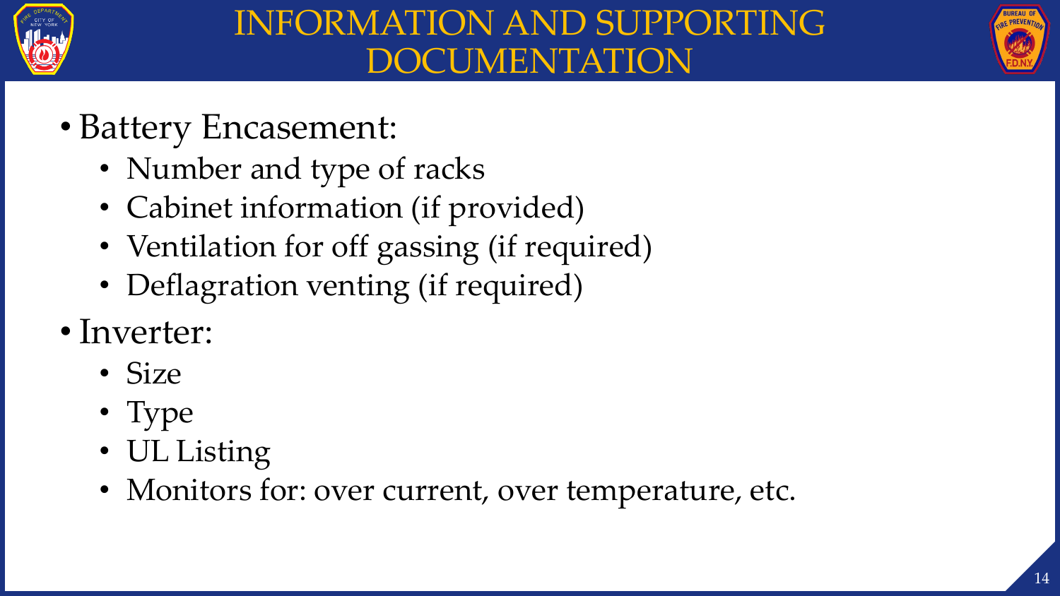# INFORMATION AND SUPPORTING DOCUMENTATION

- Battery Encasement:
  - Number and type of racks
  - Cabinet information (if provided)
  - Ventilation for off gassing (if required)
  - Deflagration venting (if required)
- Inverter:
  - Size
  - Type
  - UL Listing
  - Monitors for: over current, over temperature, etc.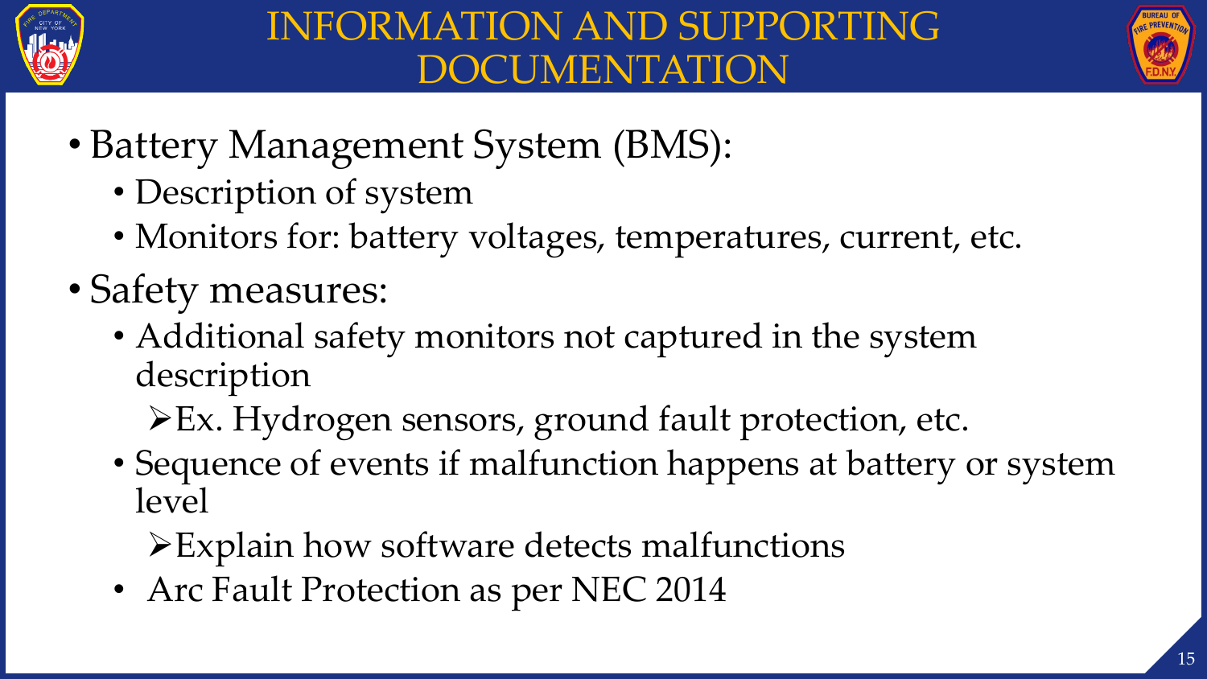# INFORMATION AND SUPPORTING DOCUMENTATION

- Battery Management System (BMS):
  - Description of system
  - Monitors for: battery voltages, temperatures, current, etc.
- Safety measures:
  - Additional safety monitors not captured in the system description
    - Ex. Hydrogen sensors, ground fault protection, etc.
  - Sequence of events if malfunction happens at battery or system level
    - Explain how software detects malfunctions
  - Arc Fault Protection as per NEC 2014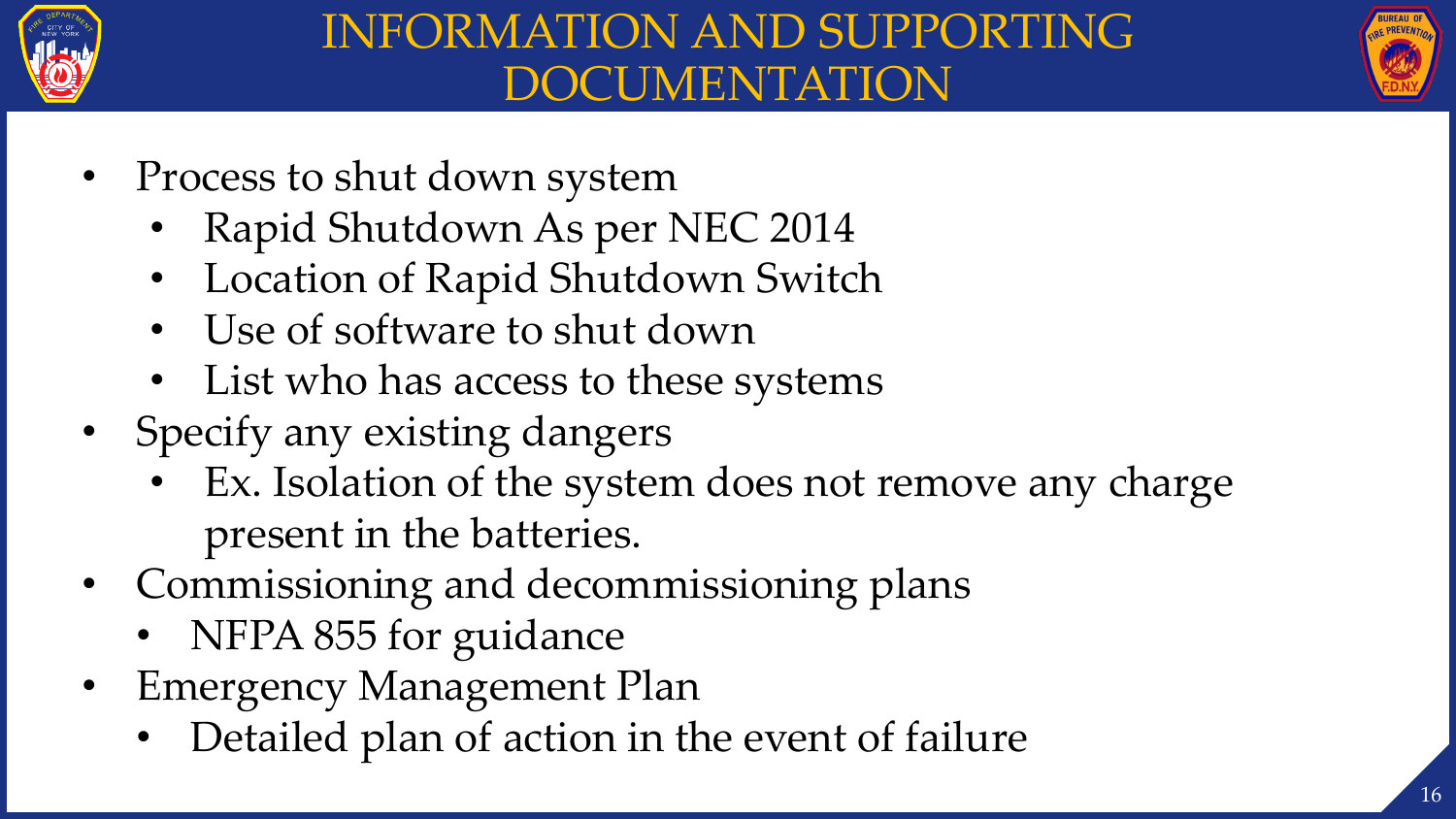# INFORMATION AND SUPPORTING DOCUMENTATION

- Process to shut down system
  - Rapid Shutdown As per NEC 2014
  - Location of Rapid Shutdown Switch
  - Use of software to shut down
  - List who has access to these systems
- Specify any existing dangers
  - Ex. Isolation of the system does not remove any charge present in the batteries.
- Commissioning and decommissioning plans
  - NFPA 855 for guidance
- Emergency Management Plan
  - Detailed plan of action in the event of failure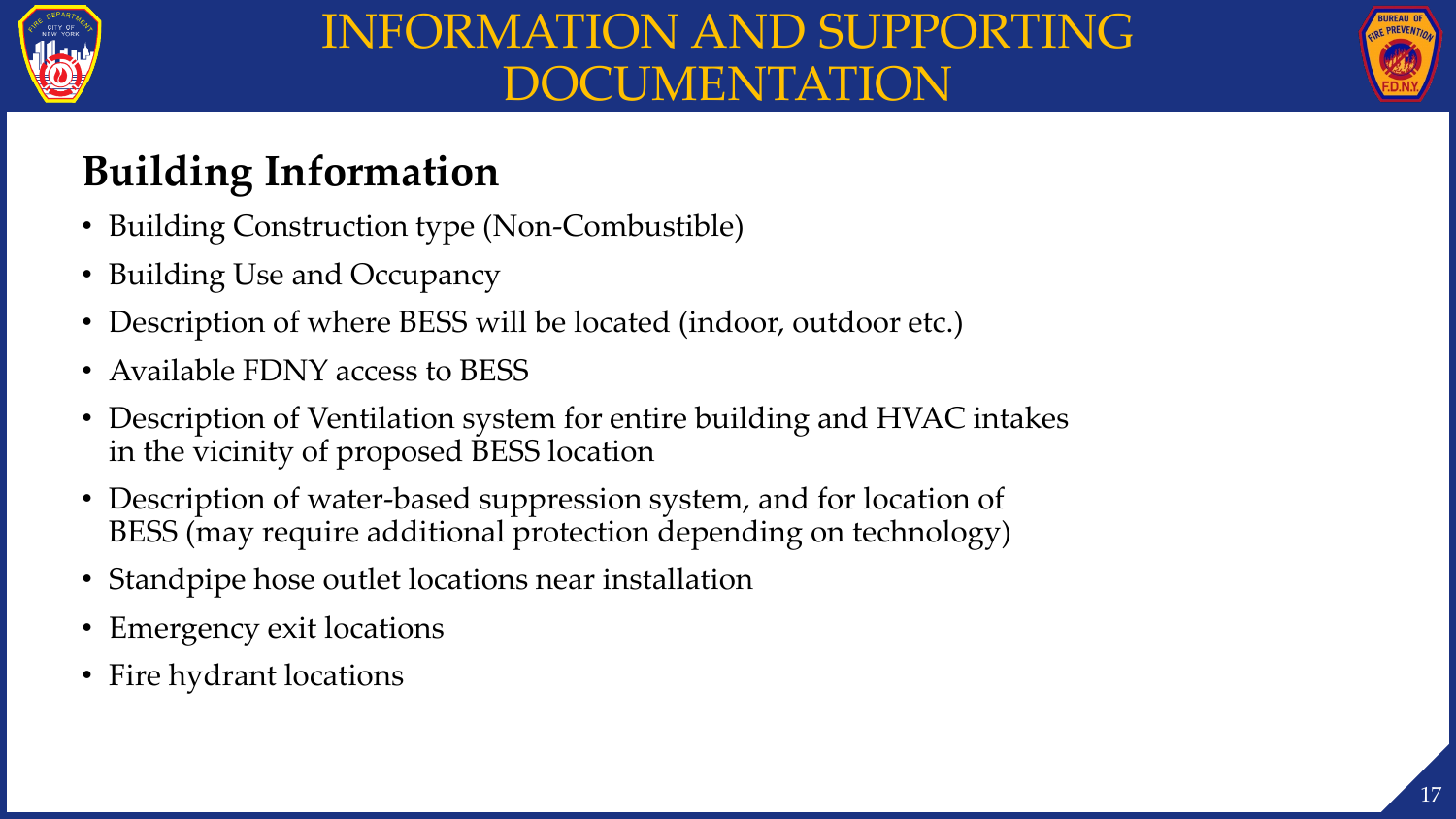# INFORMATION AND SUPPORTING DOCUMENTATION

## Building Information

- Building Construction type (Non-Combustible)
- Building Use and Occupancy
- Description of where BESS will be located (indoor, outdoor etc.)
- Available FDNY access to BESS
- Description of Ventilation system for entire building and HVAC intakes in the vicinity of proposed BESS location
- Description of water-based suppression system, and for location of BESS (may require additional protection depending on technology)
- Standpipe hose outlet locations near installation
- Emergency exit locations
- Fire hydrant locations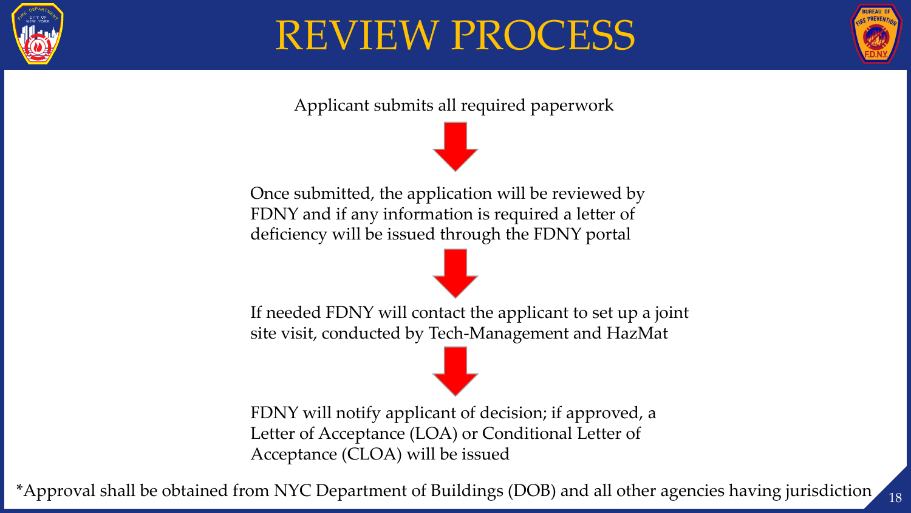# REVIEW PROCESS

Applicant submits all required paperwork

↓

Once submitted, the application will be reviewed by FDNY and if any information is required a letter of deficiency will be issued through the FDNY portal

↓

If needed FDNY will contact the applicant to set up a joint site visit, conducted by Tech-Management and HazMat

↓

FDNY will notify applicant of decision; if approved, a Letter of Acceptance (LOA) or Conditional Letter of Acceptance (CLOA) will be issued

*Approval shall be obtained from NYC Department of Buildings (DOB) and all other agencies having jurisdiction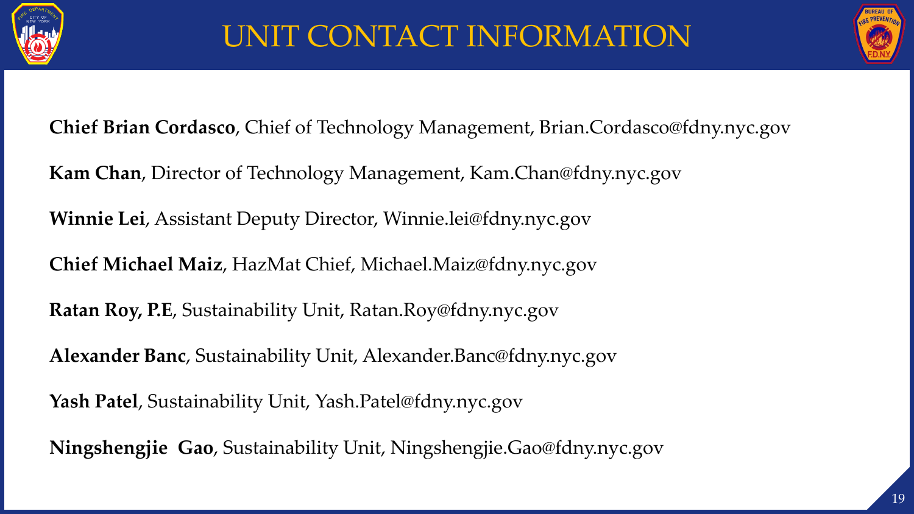# UNIT CONTACT INFORMATION

**Chief Brian Cordasco**, Chief of Technology Management, Brian.Cordasco@fdny.nyc.gov

**Kam Chan**, Director of Technology Management, Kam.Chan@fdny.nyc.gov

**Winnie Lei**, Assistant Deputy Director, Winnie.lei@fdny.nyc.gov

**Chief Michael Maiz**, HazMat Chief, Michael.Maiz@fdny.nyc.gov

**Ratan Roy, P.E**, Sustainability Unit, Ratan.Roy@fdny.nyc.gov

**Alexander Banc**, Sustainability Unit, Alexander.Banc@fdny.nyc.gov

**Yash Patel**, Sustainability Unit, Yash.Patel@fdny.nyc.gov

**Ningshengjie Gao**, Sustainability Unit, Ningshengjie.Gao@fdny.nyc.gov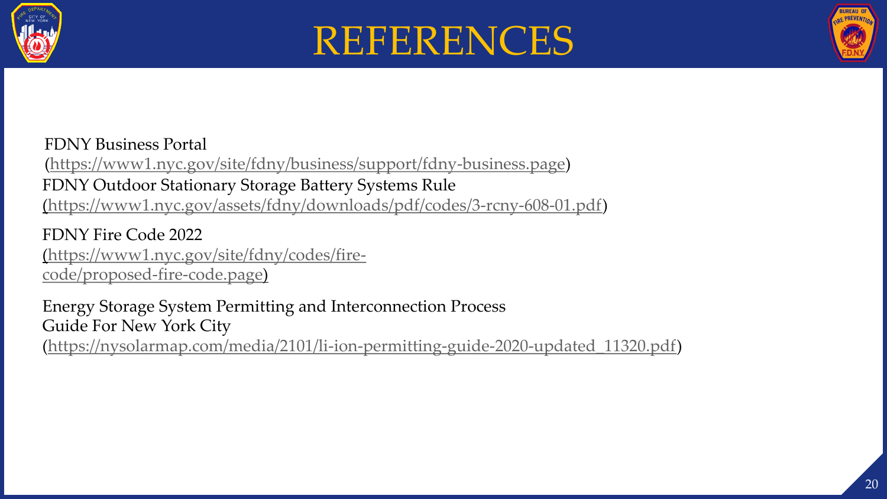# REFERENCES

FDNY Business Portal
(https://www1.nyc.gov/site/fdny/business/support/fdny-business.page)

FDNY Outdoor Stationary Storage Battery Systems Rule
(https://www1.nyc.gov/assets/fdny/downloads/pdf/codes/3-rcny-608-01.pdf)

FDNY Fire Code 2022
(https://www1.nyc.gov/site/fdny/codes/fire-code/proposed-fire-code.page)

Energy Storage System Permitting and Interconnection Process Guide For New York City
(https://nysolarmap.com/media/2101/li-ion-permitting-guide-2020-updated_11320.pdf)